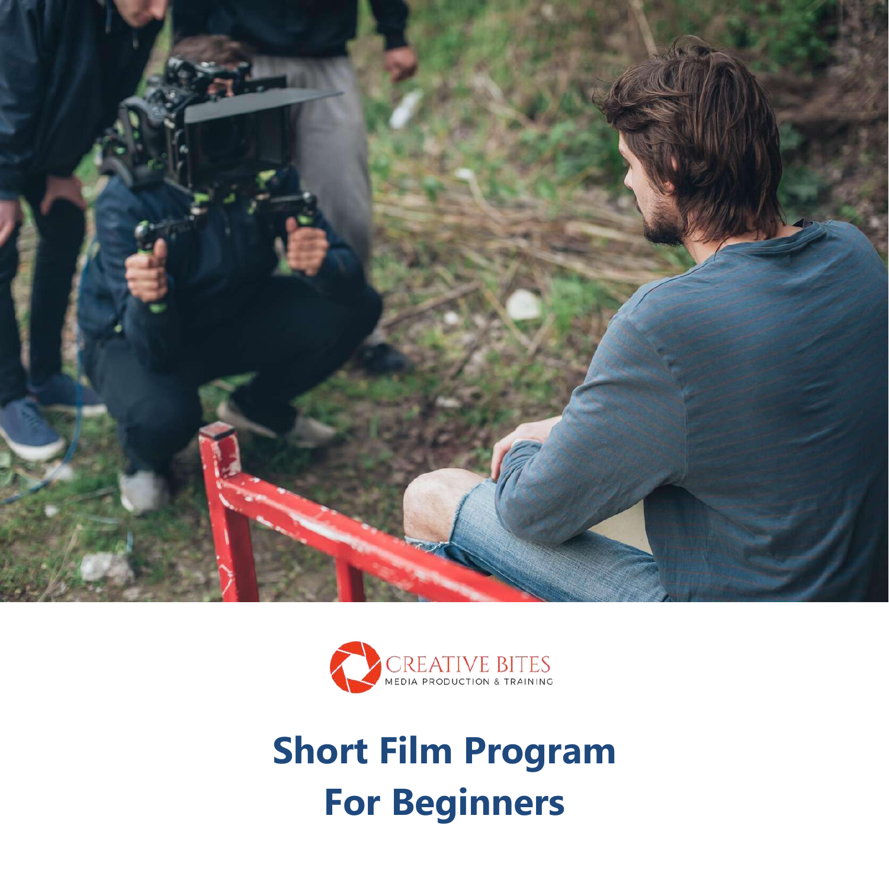CREATIVE BITES
MEDIA PRODUCTION & TRAINING

# Short Film Program For Beginners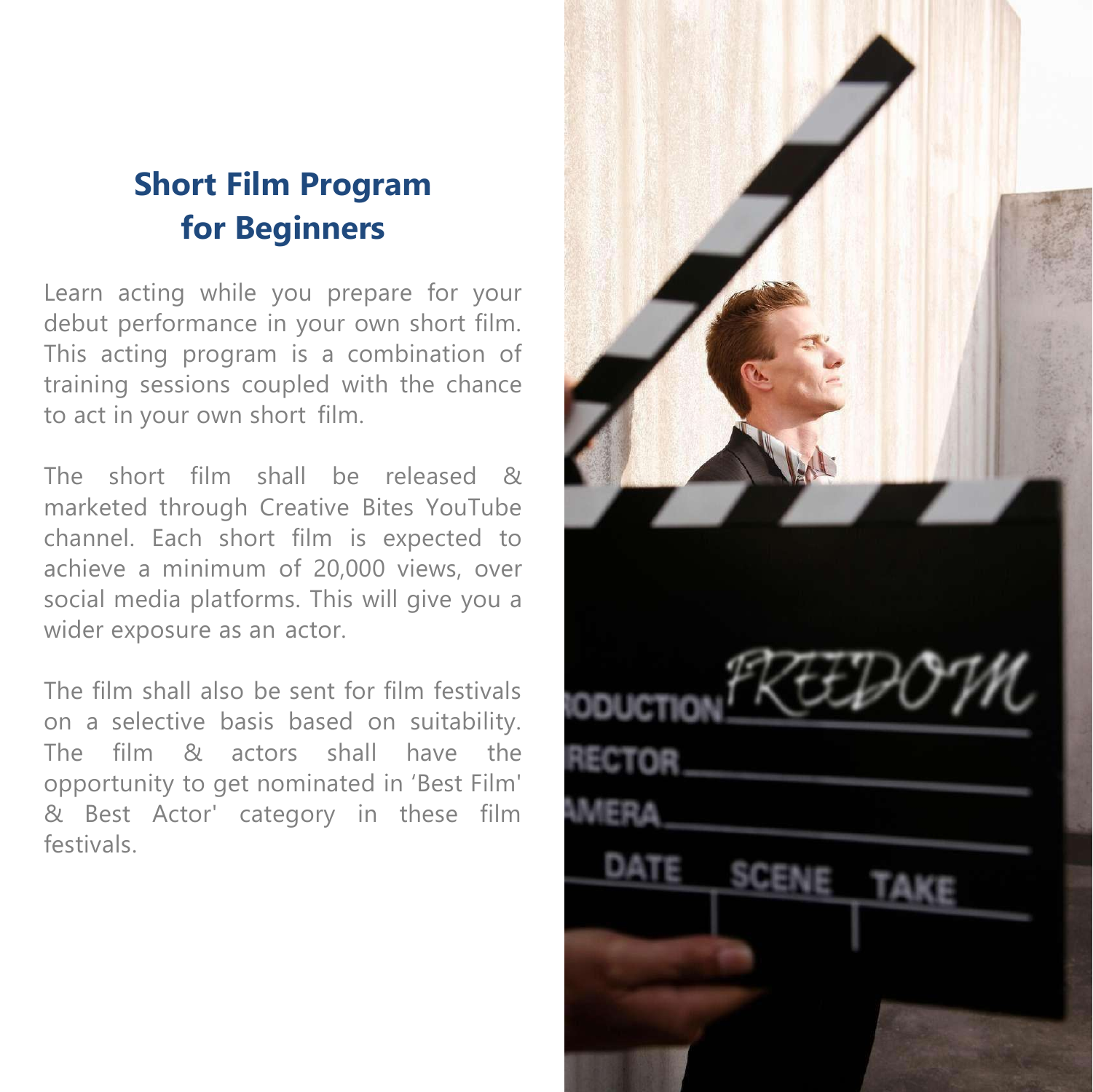## Short Film Program for Beginners

Learn acting while you prepare for your debut performance in your own short film. This acting program is a combination of training sessions coupled with the chance to act in your own short film.

The short film shall be released & marketed through Creative Bites YouTube channel. Each short film is expected to achieve a minimum of 20,000 views, over social media platforms. This will give you a wider exposure as an actor.

The film shall also be sent for film festivals on a selective basis based on suitability. The film & actors shall have the opportunity to get nominated in 'Best Film' & Best Actor' category in these film festivals.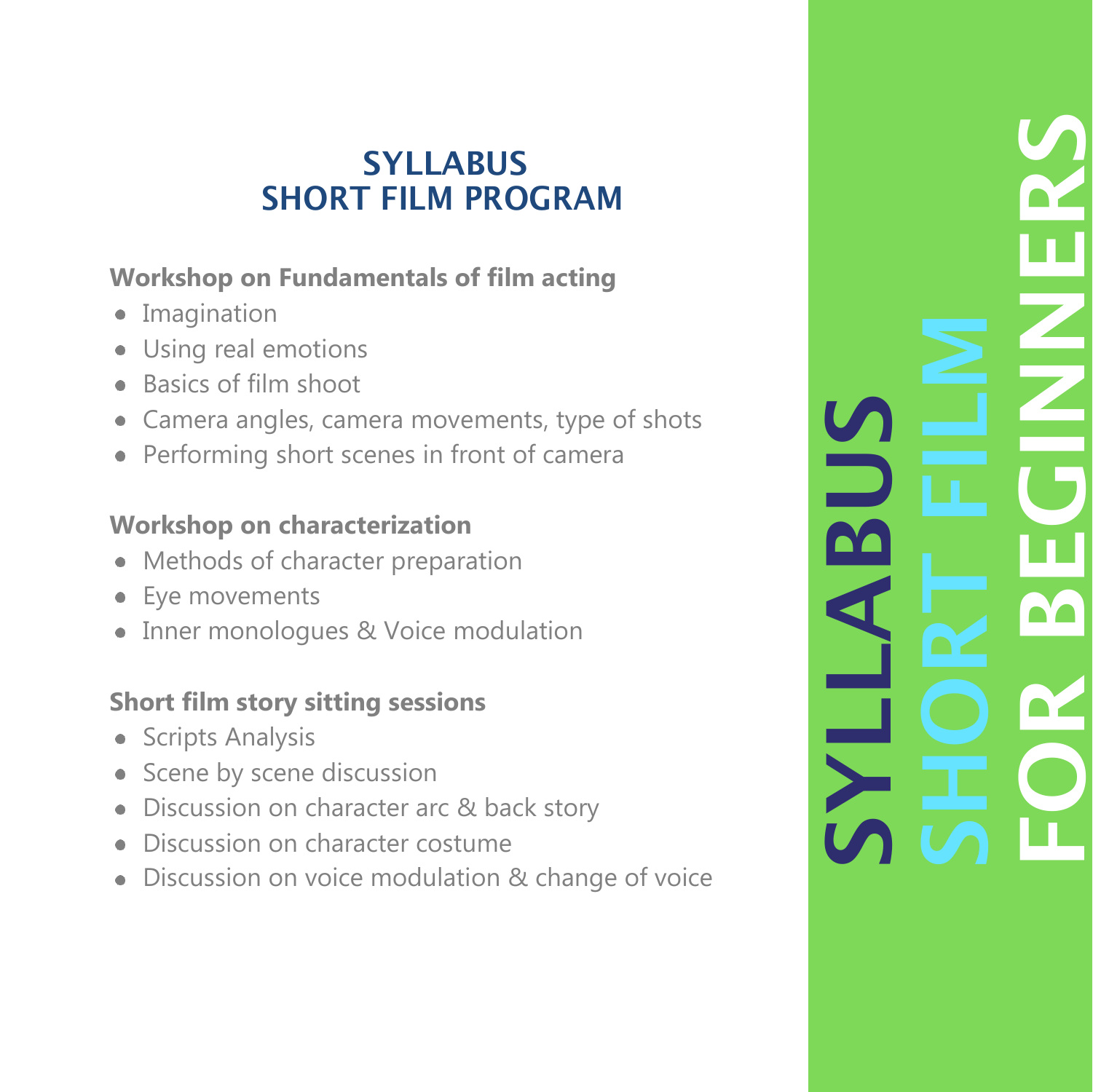# SYLLABUS
# SHORT FILM PROGRAM

**Workshop on Fundamentals of film acting**

- Imagination
- Using real emotions
- Basics of film shoot
- Camera angles, camera movements, type of shots
- Performing short scenes in front of camera

**Workshop on characterization**

- Methods of character preparation
- Eye movements
- Inner monologues & Voice modulation

**Short film story sitting sessions**

- Scripts Analysis
- Scene by scene discussion
- Discussion on character arc & back story
- Discussion on character costume
- Discussion on voice modulation & change of voice

SYLLABUS
SHORT FILM
FOR BEGINNERS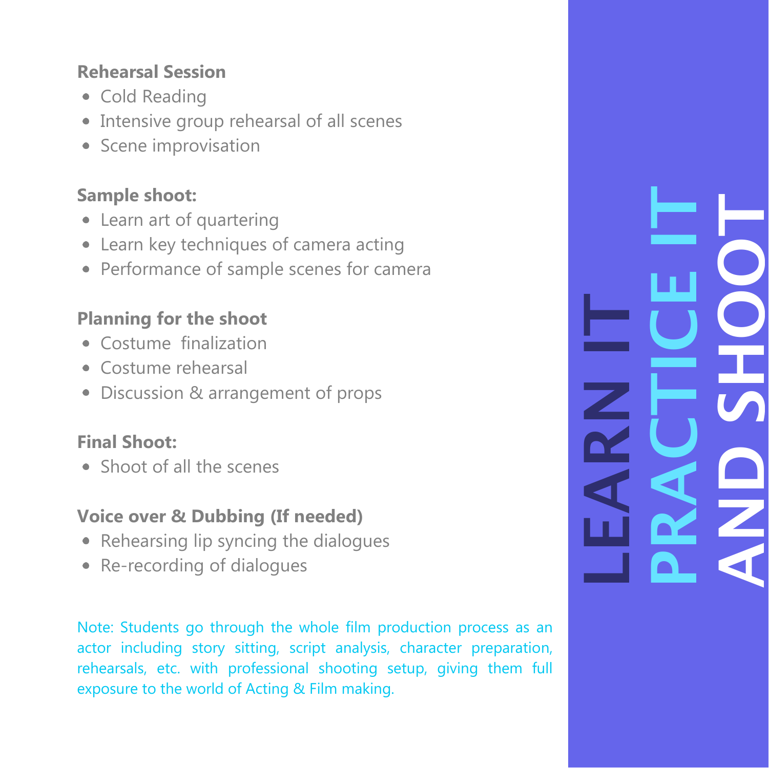**Rehearsal Session**

- Cold Reading
- Intensive group rehearsal of all scenes
- Scene improvisation

**Sample shoot:**

- Learn art of quartering
- Learn key techniques of camera acting
- Performance of sample scenes for camera

**Planning for the shoot**

- Costume  finalization
- Costume rehearsal
- Discussion & arrangement of props

**Final Shoot:**

- Shoot of all the scenes

**Voice over & Dubbing (If needed)**

- Rehearsing lip syncing the dialogues
- Re-recording of dialogues

Note: Students go through the whole film production process as an actor including story sitting, script analysis, character preparation, rehearsals, etc. with professional shooting setup, giving them full exposure to the world of Acting & Film making.

**LEARN IT PRACTICE IT AND SHOOT**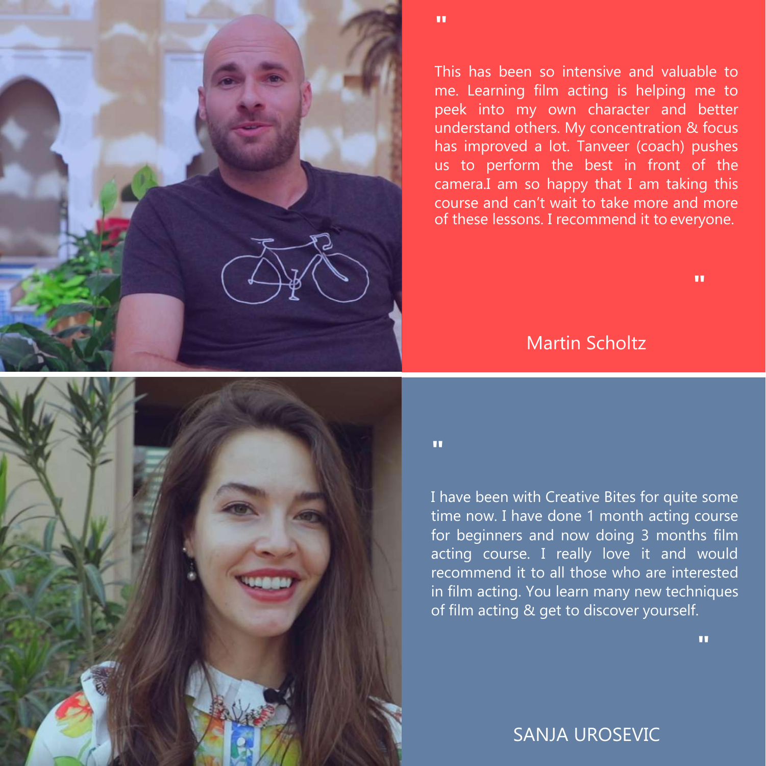"

This has been so intensive and valuable to me. Learning film acting is helping me to peek into my own character and better understand others. My concentration & focus has improved a lot. Tanveer (coach) pushes us to perform the best in front of the camera.I am so happy that I am taking this course and can't wait to take more and more of these lessons. I recommend it to everyone.

"

Martin Scholtz

"

I have been with Creative Bites for quite some time now. I have done 1 month acting course for beginners and now doing 3 months film acting course. I really love it and would recommend it to all those who are interested in film acting. You learn many new techniques of film acting & get to discover yourself.

"

SANJA UROSEVIC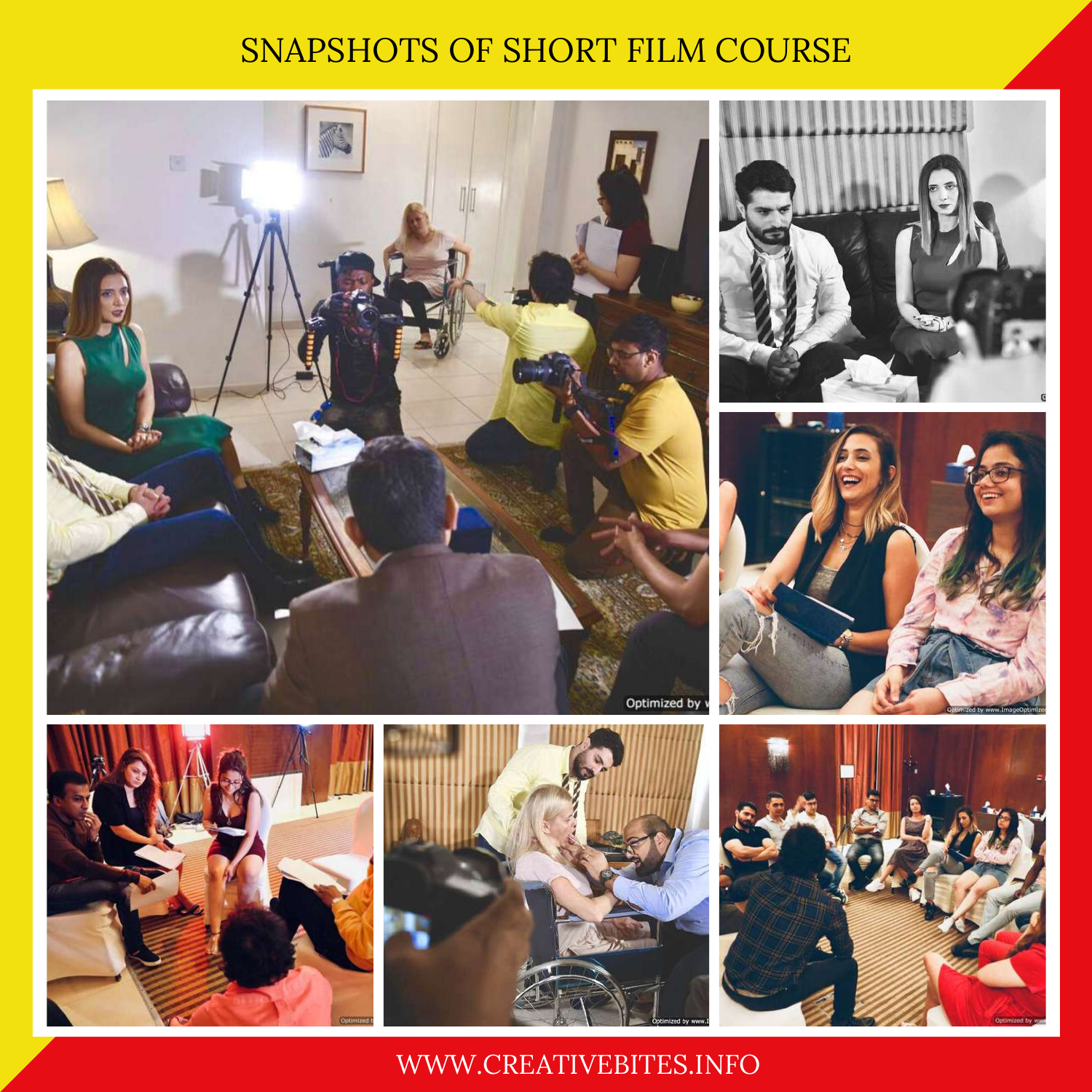# SNAPSHOTS OF SHORT FILM COURSE

WWW.CREATIVEBITES.INFO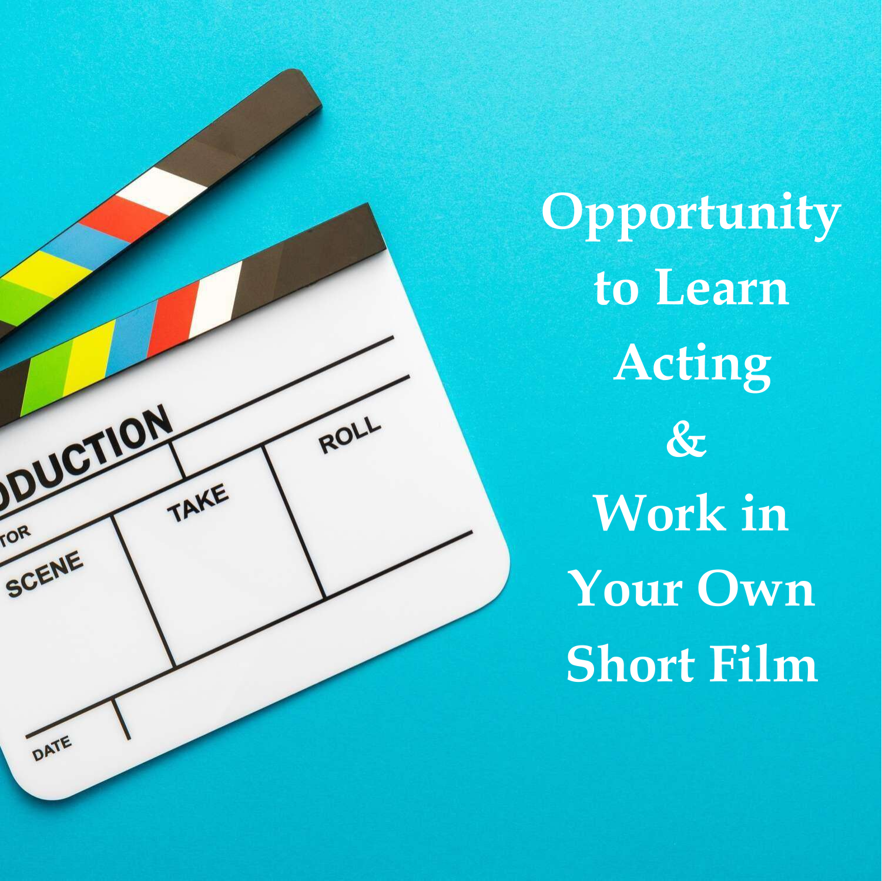Opportunity to Learn Acting & Work in Your Own Short Film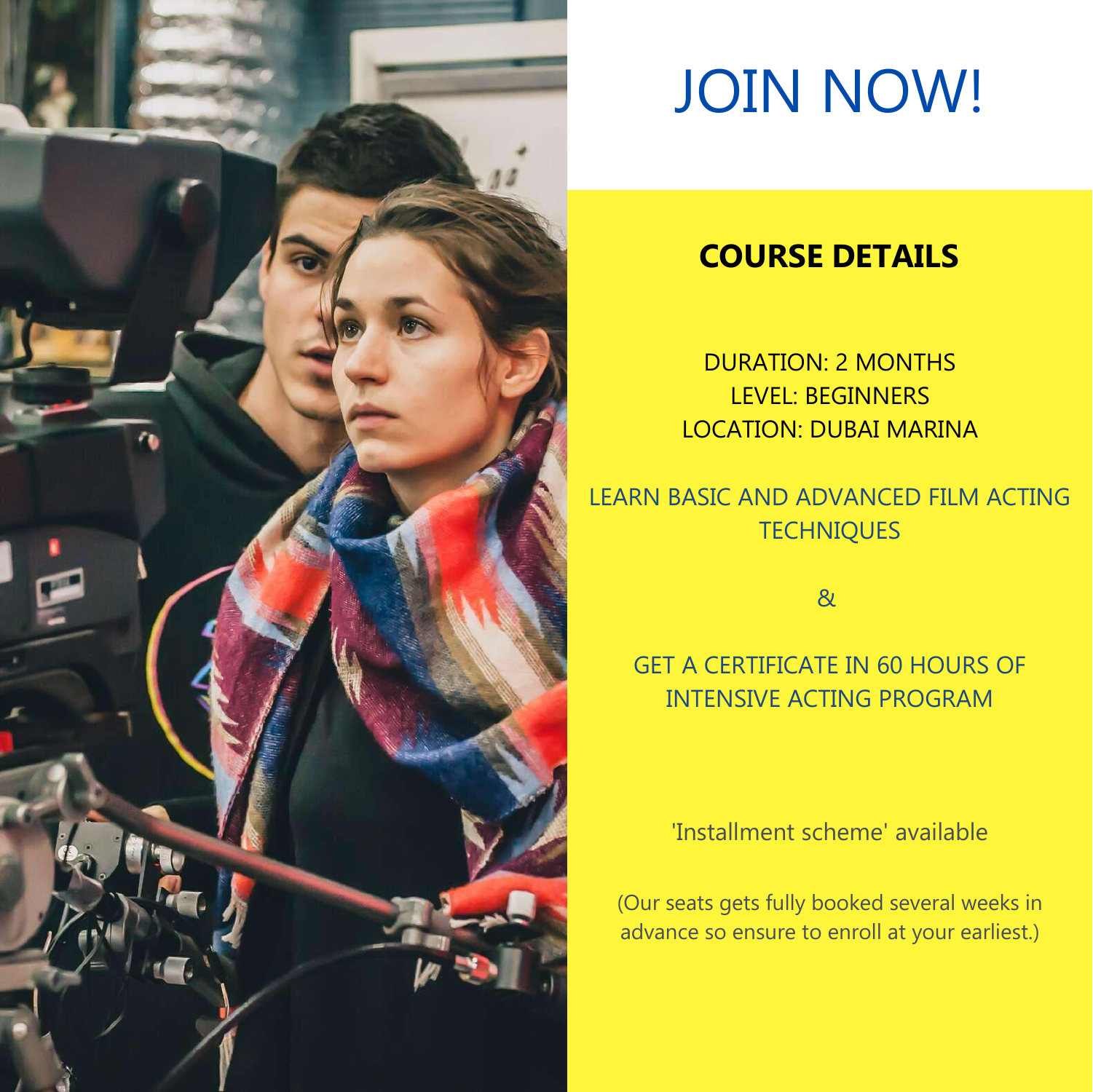# JOIN NOW!

## COURSE DETAILS

DURATION: 2 MONTHS
LEVEL: BEGINNERS
LOCATION: DUBAI MARINA

LEARN BASIC AND ADVANCED FILM ACTING TECHNIQUES

&

GET A CERTIFICATE IN 60 HOURS OF INTENSIVE ACTING PROGRAM

'Installment scheme' available

(Our seats gets fully booked several weeks in advance so ensure to enroll at your earliest.)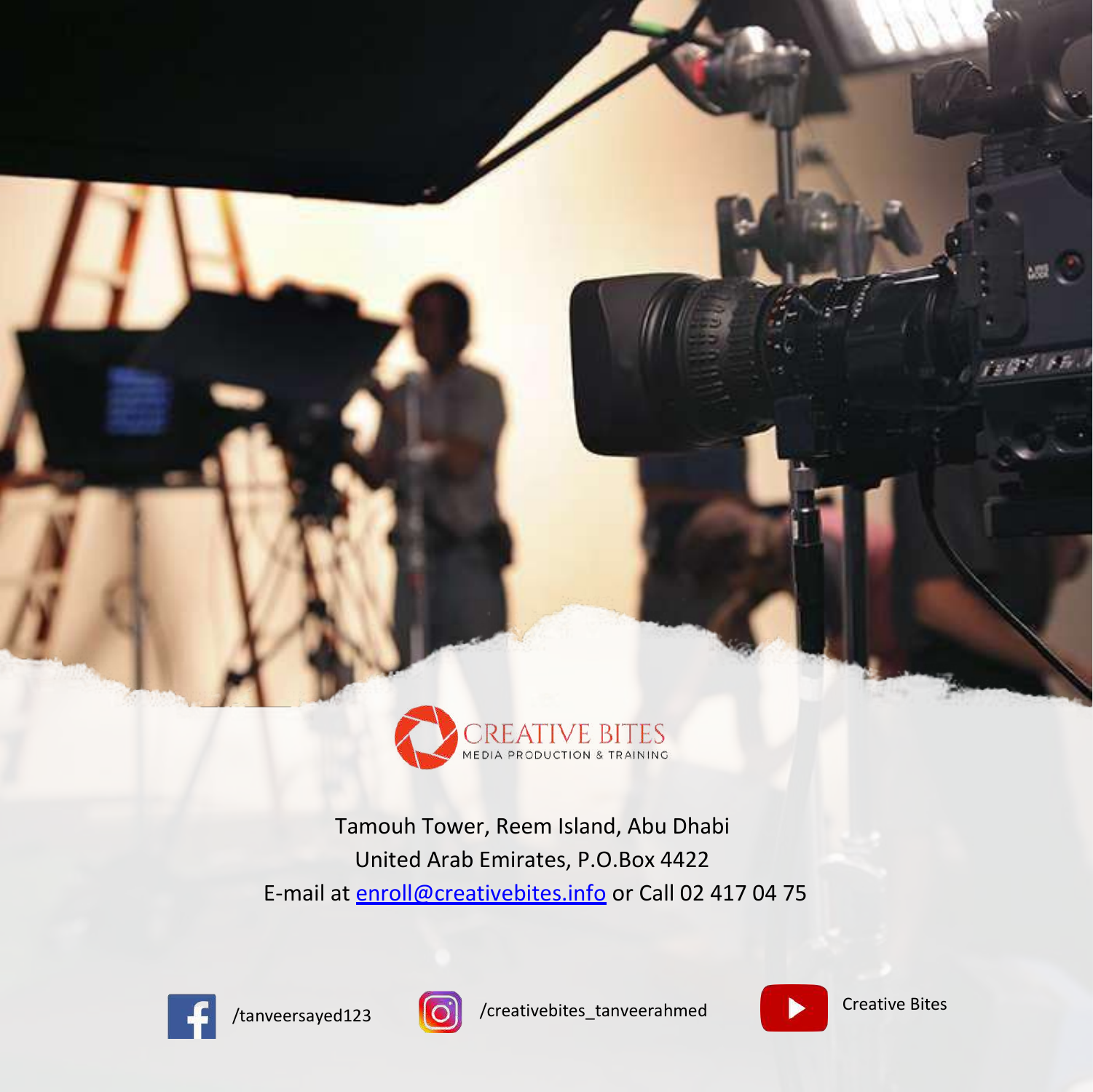CREATIVE BITES
MEDIA PRODUCTION & TRAINING

Tamouh Tower, Reem Island, Abu Dhabi
United Arab Emirates, P.O.Box 4422
E-mail at enroll@creativebites.info or Call 02 417 04 75

/tanveersayed123

/creativebites_tanveerahmed

Creative Bites